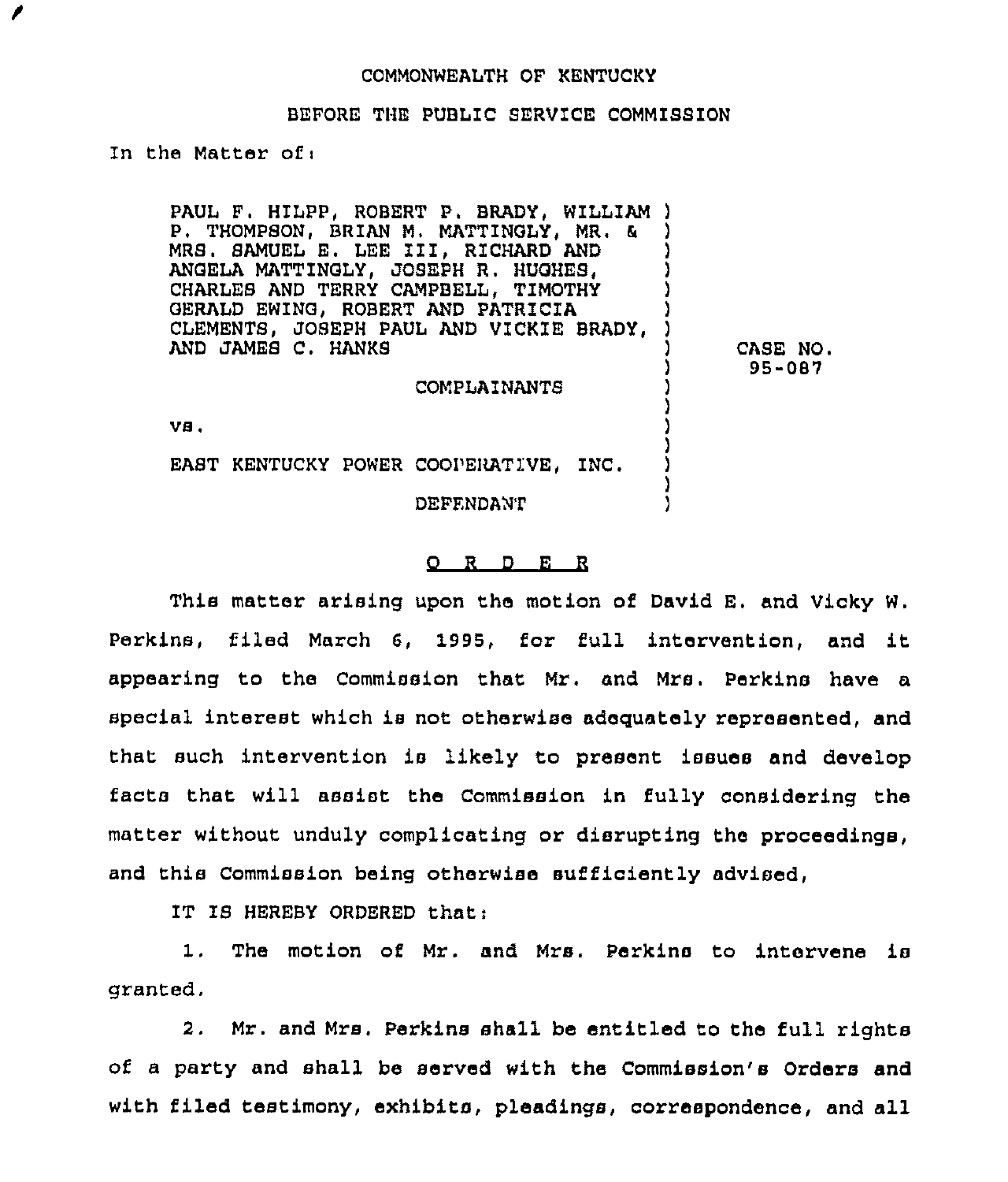COMMONWEALTH OF KENTUCKY

BEFORE THE PUBLIC SERVICE COMMISSION

In the Matter of:

PAUL F. HILPP, ROBERT P. BRADY, WILLIAM P. THOMPSON, BRIAN M. MATTINGLY, MR. & MRS. SAMUEL E. LEE III, RICHARD AND ANGELA MATTINGLY, JOSEPH R. HUGHES, CHARLES AND TERRY CAMPBELL, TIMOTHY GERALD EWING, ROBERT AND PATRICIA CLEMENTS, JOSEPH PAUL AND VICKIE BRADY, AND JAMES C. HANKS

COMPLAINANTS

vs.

EAST KENTUCKY POWER COOPERATIVE, INC.

DEFENDANT

CASE NO. 95-087

O R D E R

This matter arising upon the motion of David E. and Vicky W. Perkins, filed March 6, 1995, for full intervention, and it appearing to the Commission that Mr. and Mrs. Perkins have a special interest which is not otherwise adequately represented, and that such intervention is likely to present issues and develop facts that will assist the Commission in fully considering the matter without unduly complicating or disrupting the proceedings, and this Commission being otherwise sufficiently advised,

IT IS HEREBY ORDERED that:

1. The motion of Mr. and Mrs. Perkins to intervene is granted.

2. Mr. and Mrs. Perkins shall be entitled to the full rights of a party and shall be served with the Commission's Orders and with filed testimony, exhibits, pleadings, correspondence, and all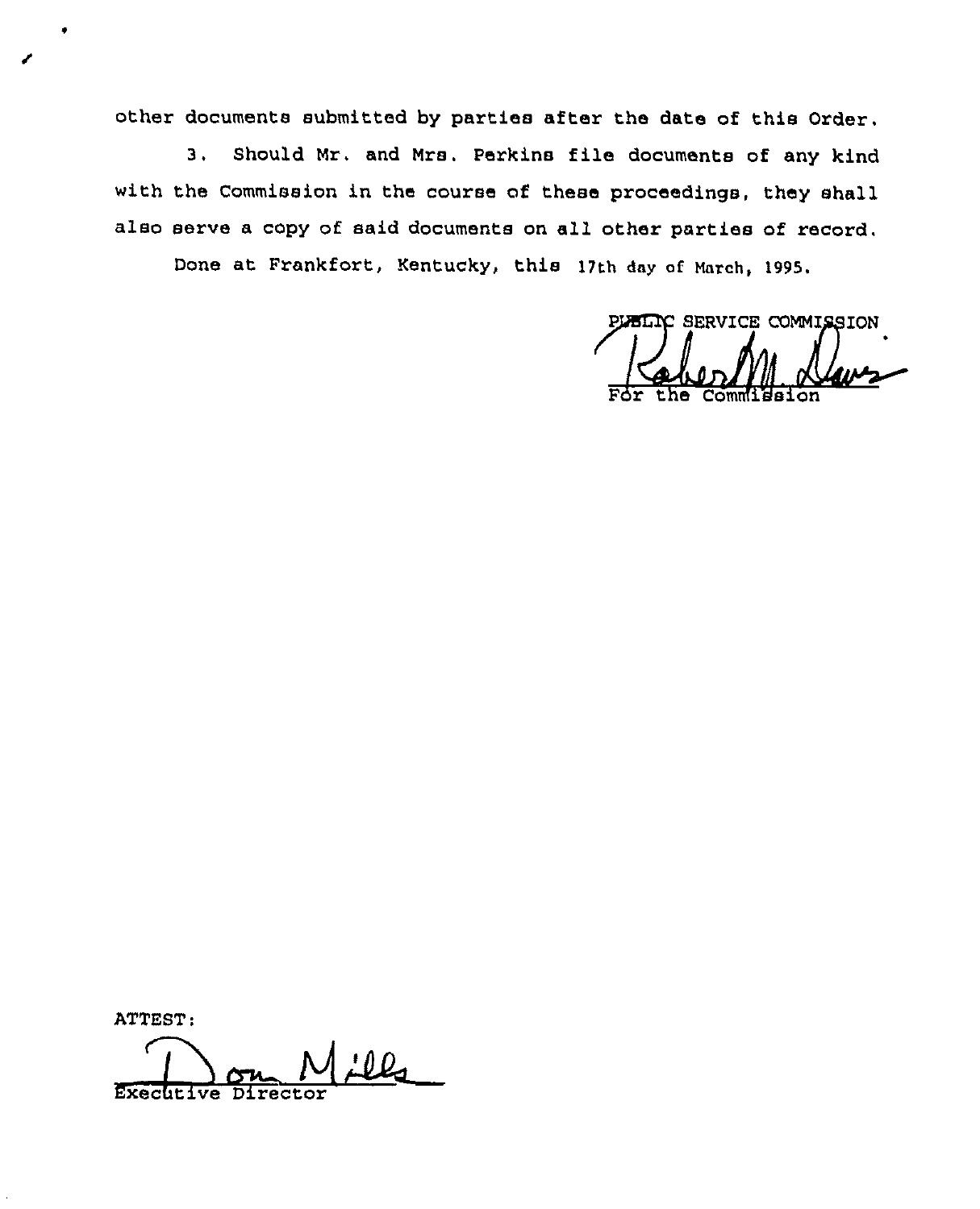other documents submitted by parties after the date of this Order.

3. Should Mr. and Mrs. Perkins file documents of any kind with the Commission in the course of these proceedings, they shall also serve a copy of said documents on all other parties of record.

Done at Frankfort, Kentucky, this 17th day of March, 1995.

PUBLIC SERVICE COMMISSION

For the Commission

ATTEST:

Executive Director